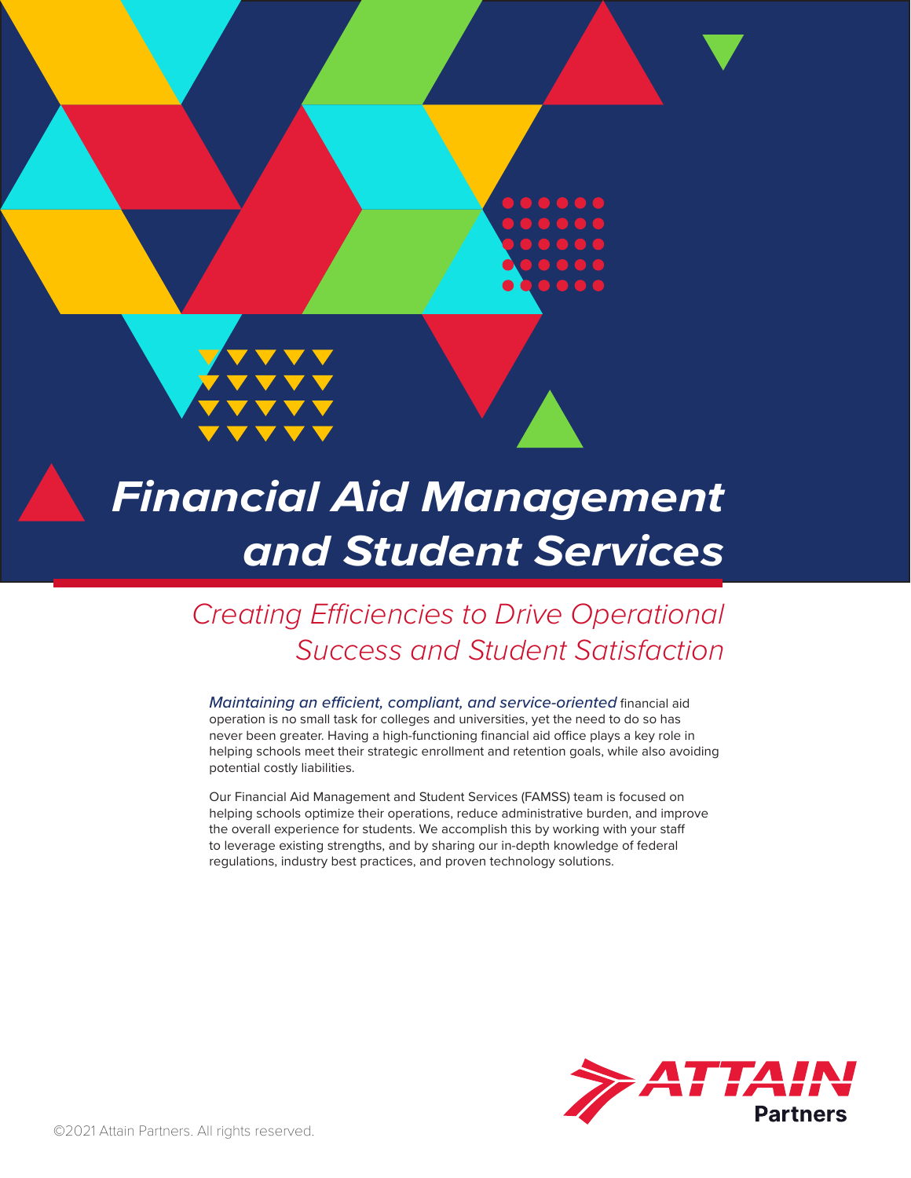# Financial Aid Management and Student Services

## *Creating Efficiencies to Drive Operational Success and Student Satisfaction*

***Maintaining an efficient, compliant, and service-oriented*** financial aid operation is no small task for colleges and universities, yet the need to do so has never been greater. Having a high-functioning financial aid office plays a key role in helping schools meet their strategic enrollment and retention goals, while also avoiding potential costly liabilities.

Our Financial Aid Management and Student Services (FAMSS) team is focused on helping schools optimize their operations, reduce administrative burden, and improve the overall experience for students. We accomplish this by working with your staff to leverage existing strengths, and by sharing our in-depth knowledge of federal regulations, industry best practices, and proven technology solutions.

ATTAIN Partners

©2021 Attain Partners. All rights reserved.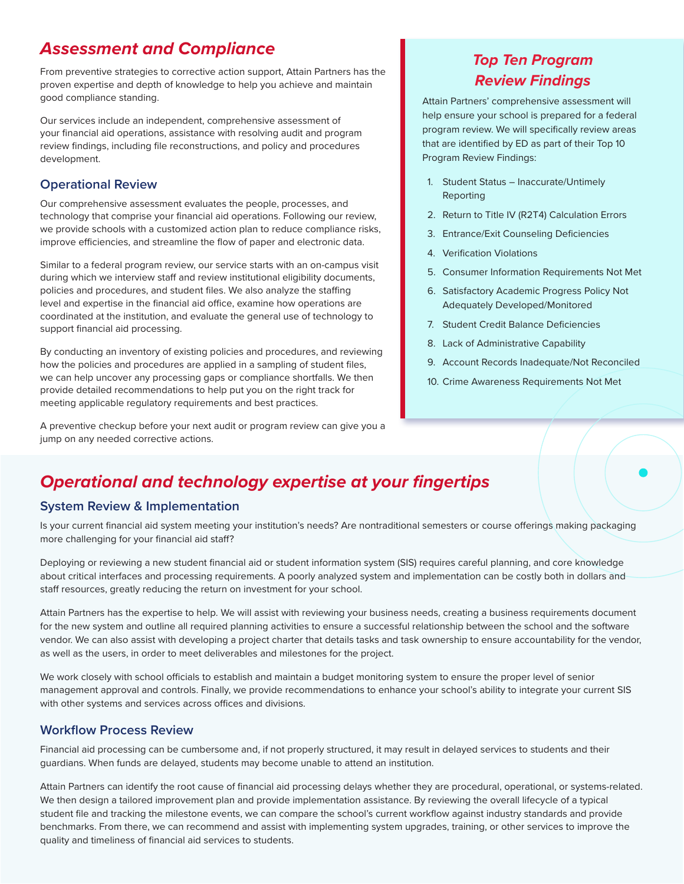## *Assessment and Compliance*

From preventive strategies to corrective action support, Attain Partners has the proven expertise and depth of knowledge to help you achieve and maintain good compliance standing.

Our services include an independent, comprehensive assessment of your financial aid operations, assistance with resolving audit and program review findings, including file reconstructions, and policy and procedures development.

### Operational Review

Our comprehensive assessment evaluates the people, processes, and technology that comprise your financial aid operations. Following our review, we provide schools with a customized action plan to reduce compliance risks, improve efficiencies, and streamline the flow of paper and electronic data.

Similar to a federal program review, our service starts with an on-campus visit during which we interview staff and review institutional eligibility documents, policies and procedures, and student files. We also analyze the staffing level and expertise in the financial aid office, examine how operations are coordinated at the institution, and evaluate the general use of technology to support financial aid processing.

By conducting an inventory of existing policies and procedures, and reviewing how the policies and procedures are applied in a sampling of student files, we can help uncover any processing gaps or compliance shortfalls. We then provide detailed recommendations to help put you on the right track for meeting applicable regulatory requirements and best practices.

A preventive checkup before your next audit or program review can give you a jump on any needed corrective actions.

## *Top Ten Program Review Findings*

Attain Partners' comprehensive assessment will help ensure your school is prepared for a federal program review. We will specifically review areas that are identified by ED as part of their Top 10 Program Review Findings:

1. Student Status – Inaccurate/Untimely Reporting
2. Return to Title IV (R2T4) Calculation Errors
3. Entrance/Exit Counseling Deficiencies
4. Verification Violations
5. Consumer Information Requirements Not Met
6. Satisfactory Academic Progress Policy Not Adequately Developed/Monitored
7. Student Credit Balance Deficiencies
8. Lack of Administrative Capability
9. Account Records Inadequate/Not Reconciled
10. Crime Awareness Requirements Not Met

## *Operational and technology expertise at your fingertips*

### System Review & Implementation

Is your current financial aid system meeting your institution's needs? Are nontraditional semesters or course offerings making packaging more challenging for your financial aid staff?

Deploying or reviewing a new student financial aid or student information system (SIS) requires careful planning, and core knowledge about critical interfaces and processing requirements. A poorly analyzed system and implementation can be costly both in dollars and staff resources, greatly reducing the return on investment for your school.

Attain Partners has the expertise to help. We will assist with reviewing your business needs, creating a business requirements document for the new system and outline all required planning activities to ensure a successful relationship between the school and the software vendor. We can also assist with developing a project charter that details tasks and task ownership to ensure accountability for the vendor, as well as the users, in order to meet deliverables and milestones for the project.

We work closely with school officials to establish and maintain a budget monitoring system to ensure the proper level of senior management approval and controls. Finally, we provide recommendations to enhance your school's ability to integrate your current SIS with other systems and services across offices and divisions.

### Workflow Process Review

Financial aid processing can be cumbersome and, if not properly structured, it may result in delayed services to students and their guardians. When funds are delayed, students may become unable to attend an institution.

Attain Partners can identify the root cause of financial aid processing delays whether they are procedural, operational, or systems-related. We then design a tailored improvement plan and provide implementation assistance. By reviewing the overall lifecycle of a typical student file and tracking the milestone events, we can compare the school's current workflow against industry standards and provide benchmarks. From there, we can recommend and assist with implementing system upgrades, training, or other services to improve the quality and timeliness of financial aid services to students.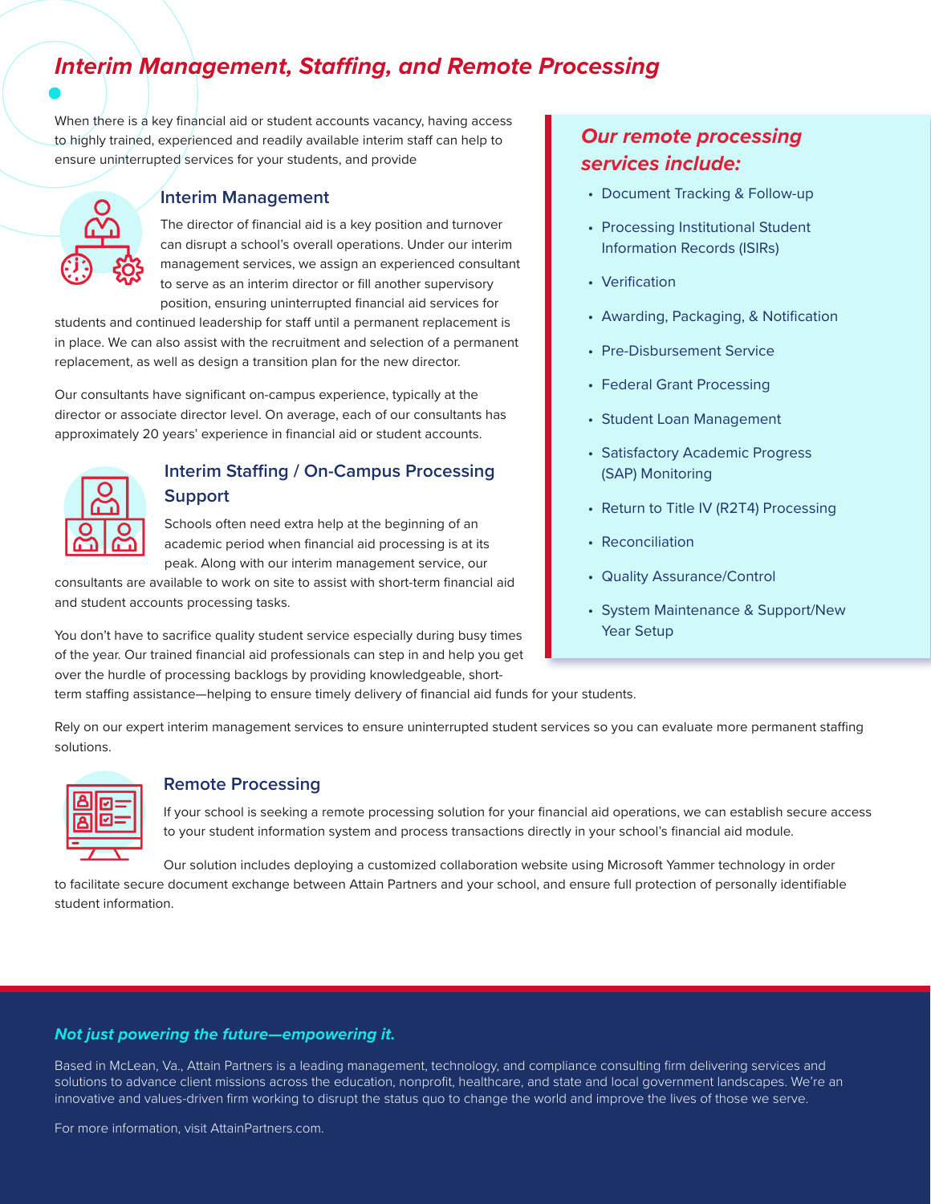# *Interim Management, Staffing, and Remote Processing*

When there is a key financial aid or student accounts vacancy, having access to highly trained, experienced and readily available interim staff can help to ensure uninterrupted services for your students, and provide

## Interim Management

The director of financial aid is a key position and turnover can disrupt a school's overall operations. Under our interim management services, we assign an experienced consultant to serve as an interim director or fill another supervisory position, ensuring uninterrupted financial aid services for students and continued leadership for staff until a permanent replacement is in place. We can also assist with the recruitment and selection of a permanent replacement, as well as design a transition plan for the new director.

Our consultants have significant on-campus experience, typically at the director or associate director level. On average, each of our consultants has approximately 20 years' experience in financial aid or student accounts.

## Interim Staffing / On-Campus Processing Support

Schools often need extra help at the beginning of an academic period when financial aid processing is at its peak. Along with our interim management service, our consultants are available to work on site to assist with short-term financial aid and student accounts processing tasks.

You don't have to sacrifice quality student service especially during busy times of the year. Our trained financial aid professionals can step in and help you get over the hurdle of processing backlogs by providing knowledgeable, short-term staffing assistance—helping to ensure timely delivery of financial aid funds for your students.

Rely on our expert interim management services to ensure uninterrupted student services so you can evaluate more permanent staffing solutions.

## Remote Processing

If your school is seeking a remote processing solution for your financial aid operations, we can establish secure access to your student information system and process transactions directly in your school's financial aid module.

Our solution includes deploying a customized collaboration website using Microsoft Yammer technology in order to facilitate secure document exchange between Attain Partners and your school, and ensure full protection of personally identifiable student information.

### *Our remote processing services include:*

- Document Tracking & Follow-up
- Processing Institutional Student Information Records (ISIRs)
- Verification
- Awarding, Packaging, & Notification
- Pre-Disbursement Service
- Federal Grant Processing
- Student Loan Management
- Satisfactory Academic Progress (SAP) Monitoring
- Return to Title IV (R2T4) Processing
- Reconciliation
- Quality Assurance/Control
- System Maintenance & Support/New Year Setup

***Not just powering the future—empowering it.***

Based in McLean, Va., Attain Partners is a leading management, technology, and compliance consulting firm delivering services and solutions to advance client missions across the education, nonprofit, healthcare, and state and local government landscapes. We're an innovative and values-driven firm working to disrupt the status quo to change the world and improve the lives of those we serve.

For more information, visit AttainPartners.com.